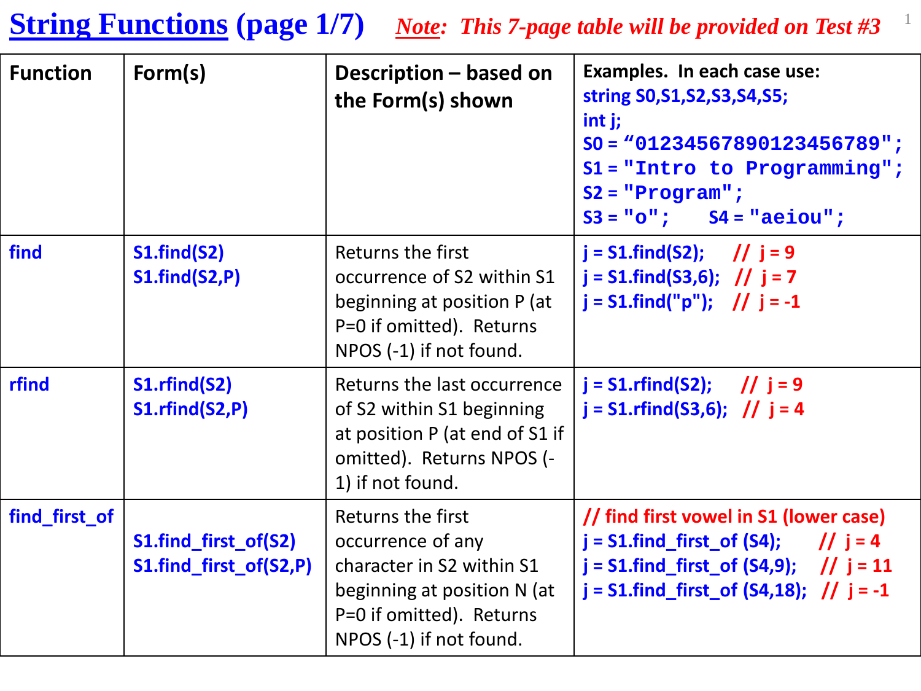# String Functions (page 1/7)

*Note: This 7-page table will be provided on Test #3*

| Function | Form(s) | Description – based on the Form(s) shown | Examples. In each case use: string S0,S1,S2,S3,S4,S5; int j; S0 = "01234567890123456789"; S1 = "Intro to Programming"; S2 = "Program"; S3 = "o"; S4 = "aeiou"; |
|---|---|---|---|
| find | S1.find(S2)<br>S1.find(S2,P) | Returns the first occurrence of S2 within S1 beginning at position P (at P=0 if omitted). Returns NPOS (-1) if not found. | j = S1.find(S2); // j = 9<br>j = S1.find(S3,6); // j = 7<br>j = S1.find("p"); // j = -1 |
| rfind | S1.rfind(S2)<br>S1.rfind(S2,P) | Returns the last occurrence of S2 within S1 beginning at position P (at end of S1 if omitted). Returns NPOS (-1) if not found. | j = S1.rfind(S2); // j = 9<br>j = S1.rfind(S3,6); // j = 4 |
| find_first_of | S1.find_first_of(S2)<br>S1.find_first_of(S2,P) | Returns the first occurrence of any character in S2 within S1 beginning at position N (at P=0 if omitted). Returns NPOS (-1) if not found. | // find first vowel in S1 (lower case)<br>j = S1.find_first_of (S4); // j = 4<br>j = S1.find_first_of (S4,9); // j = 11<br>j = S1.find_first_of (S4,18); // j = -1 |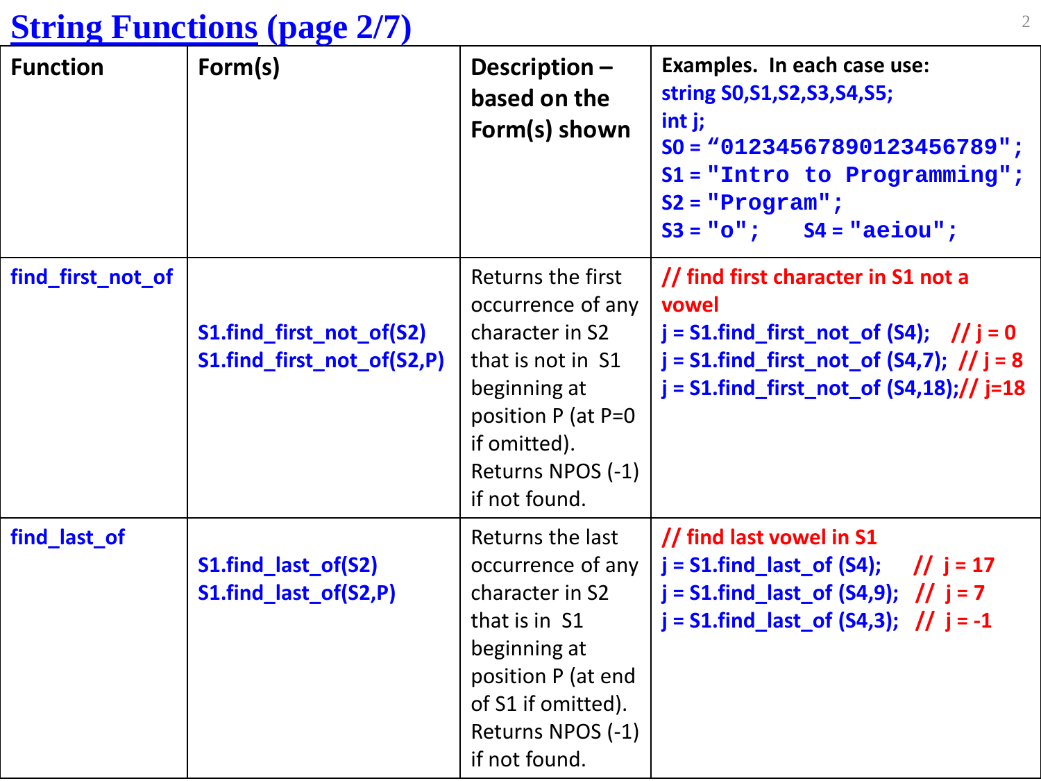# String Functions (page 2/7)

| Function | Form(s) | Description – based on the Form(s) shown | Examples. In each case use:<br>string S0,S1,S2,S3,S4,S5;<br>int j;<br>S0 = "01234567890123456789";<br>S1 = "Intro to Programming";<br>S2 = "Program";<br>S3 = "o";    S4 = "aeiou"; |
|---|---|---|---|
| find_first_not_of | S1.find_first_not_of(S2)<br>S1.find_first_not_of(S2,P) | Returns the first occurrence of any character in S2 that is not in S1 beginning at position P (at P=0 if omitted). Returns NPOS (-1) if not found. | // find first character in S1 not a vowel<br>j = S1.find_first_not_of (S4);    // j = 0<br>j = S1.find_first_not_of (S4,7);  // j = 8<br>j = S1.find_first_not_of (S4,18);// j=18 |
| find_last_of | S1.find_last_of(S2)<br>S1.find_last_of(S2,P) | Returns the last occurrence of any character in S2 that is in S1 beginning at position P (at end of S1 if omitted). Returns NPOS (-1) if not found. | // find last vowel in S1<br>j = S1.find_last_of (S4);      // j = 17<br>j = S1.find_last_of (S4,9);  // j = 7<br>j = S1.find_last_of (S4,3);  // j = -1 |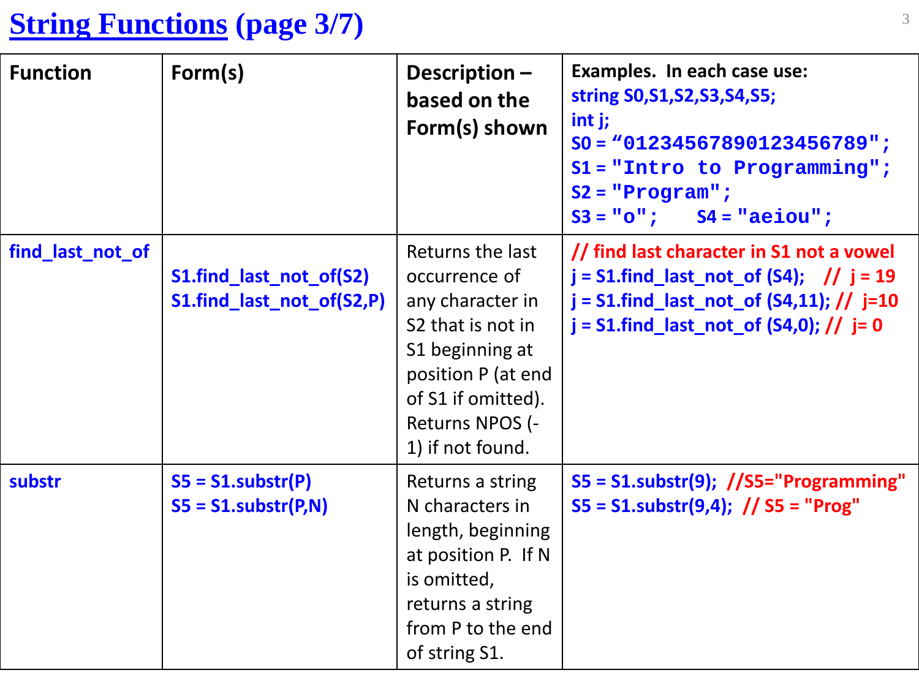# String Functions (page 3/7)

| Function | Form(s) | Description – based on the Form(s) shown | Examples. In each case use: string S0,S1,S2,S3,S4,S5; int j; S0 = "01234567890123456789"; S1 = "Intro to Programming"; S2 = "Program"; S3 = "o"; S4 = "aeiou"; |
|---|---|---|---|
| find_last_not_of | S1.find_last_not_of(S2)<br>S1.find_last_not_of(S2,P) | Returns the last occurrence of any character in S2 that is not in S1 beginning at position P (at end of S1 if omitted). Returns NPOS (-1) if not found. | // find last character in S1 not a vowel<br>j = S1.find_last_not_of (S4); // j = 19<br>j = S1.find_last_not_of (S4,11); // j=10<br>j = S1.find_last_not_of (S4,0); // j= 0 |
| substr | S5 = S1.substr(P)<br>S5 = S1.substr(P,N) | Returns a string N characters in length, beginning at position P. If N is omitted, returns a string from P to the end of string S1. | S5 = S1.substr(9); //S5="Programming"<br>S5 = S1.substr(9,4); // S5 = "Prog" |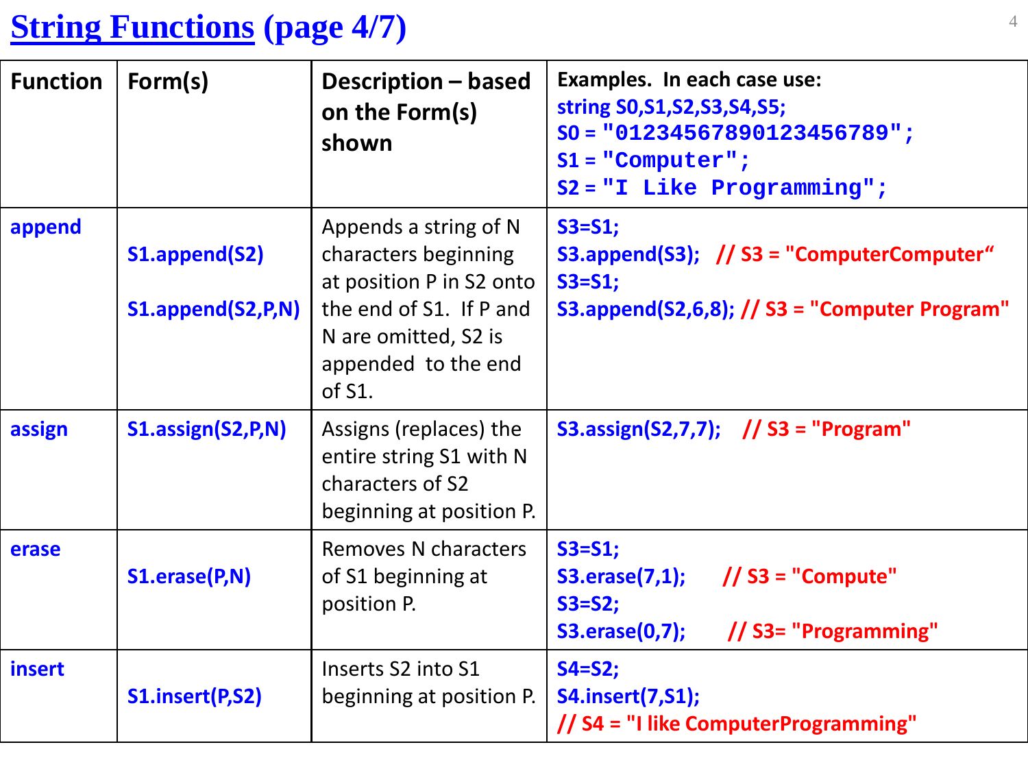# String Functions (page 4/7)

| Function | Form(s) | Description – based on the Form(s) shown | Examples. In each case use: string S0,S1,S2,S3,S4,S5; S0 = "01234567890123456789"; S1 = "Computer"; S2 = "I Like Programming"; |
|---|---|---|---|
| append | S1.append(S2)<br><br>S1.append(S2,P,N) | Appends a string of N characters beginning at position P in S2 onto the end of S1. If P and N are omitted, S2 is appended to the end of S1. | S3=S1;<br>S3.append(S3); // S3 = "ComputerComputer“<br>S3=S1;<br>S3.append(S2,6,8); // S3 = "Computer Program" |
| assign | S1.assign(S2,P,N) | Assigns (replaces) the entire string S1 with N characters of S2 beginning at position P. | S3.assign(S2,7,7); // S3 = "Program" |
| erase | S1.erase(P,N) | Removes N characters of S1 beginning at position P. | S3=S1;<br>S3.erase(7,1); // S3 = "Compute"<br>S3=S2;<br>S3.erase(0,7); // S3= "Programming" |
| insert | S1.insert(P,S2) | Inserts S2 into S1 beginning at position P. | S4=S2;<br>S4.insert(7,S1);<br>// S4 = "I like ComputerProgramming" |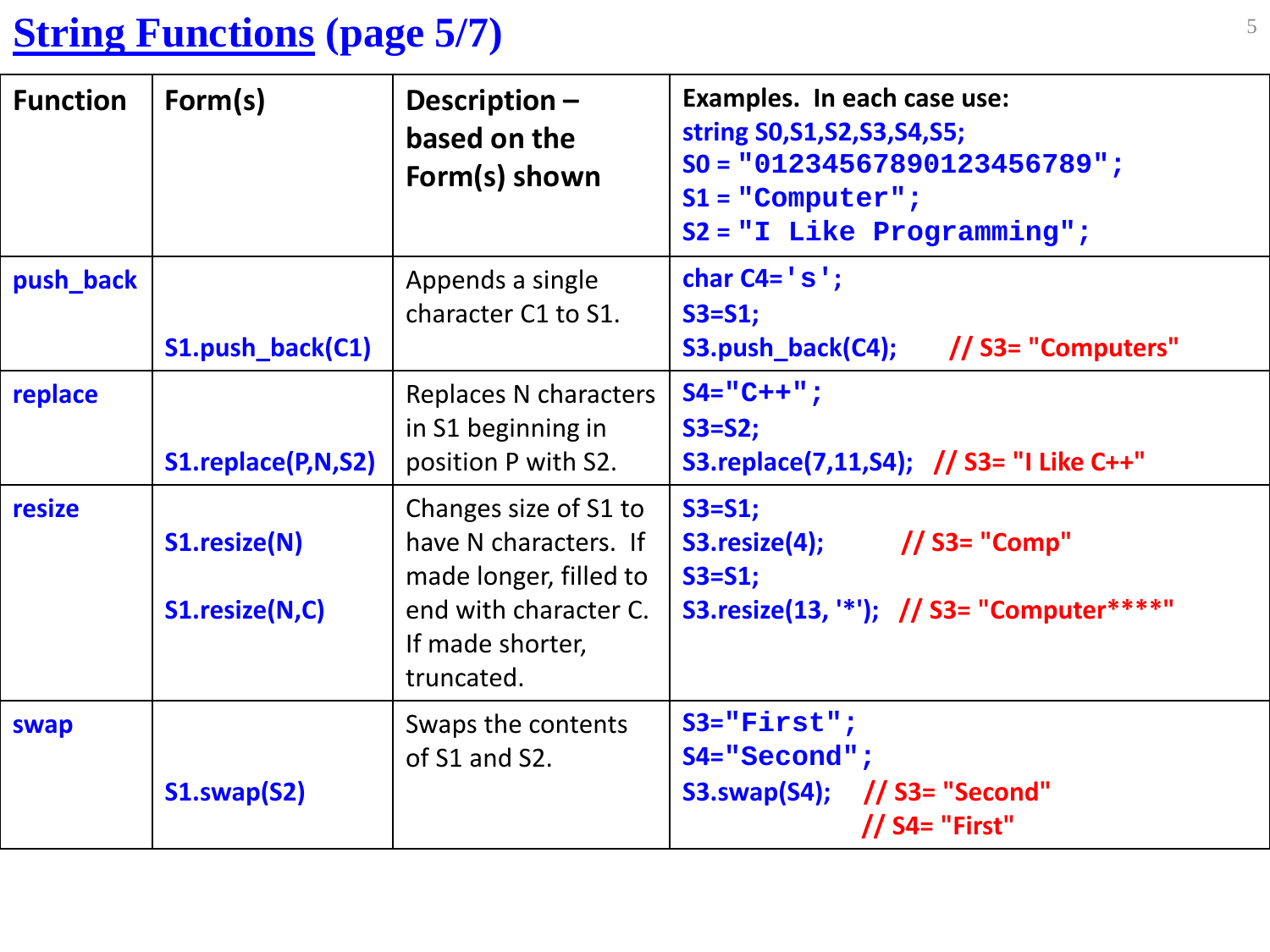# String Functions (page 5/7)

| Function | Form(s) | Description – based on the Form(s) shown | Examples. In each case use: string S0,S1,S2,S3,S4,S5; S0 = "01234567890123456789"; S1 = "Computer"; S2 = "I Like Programming"; |
|---|---|---|---|
| push_back | S1.push_back(C1) | Appends a single character C1 to S1. | char C4='s'; S3=S1; S3.push_back(C4); // S3= "Computers" |
| replace | S1.replace(P,N,S2) | Replaces N characters in S1 beginning in position P with S2. | S4="C++"; S3=S2; S3.replace(7,11,S4); // S3= "I Like C++" |
| resize | S1.resize(N) S1.resize(N,C) | Changes size of S1 to have N characters. If made longer, filled to end with character C. If made shorter, truncated. | S3=S1; S3.resize(4); // S3= "Comp" S3=S1; S3.resize(13, '*'); // S3= "Computer****" |
| swap | S1.swap(S2) | Swaps the contents of S1 and S2. | S3="First"; S4="Second"; S3.swap(S4); // S3= "Second" // S4= "First" |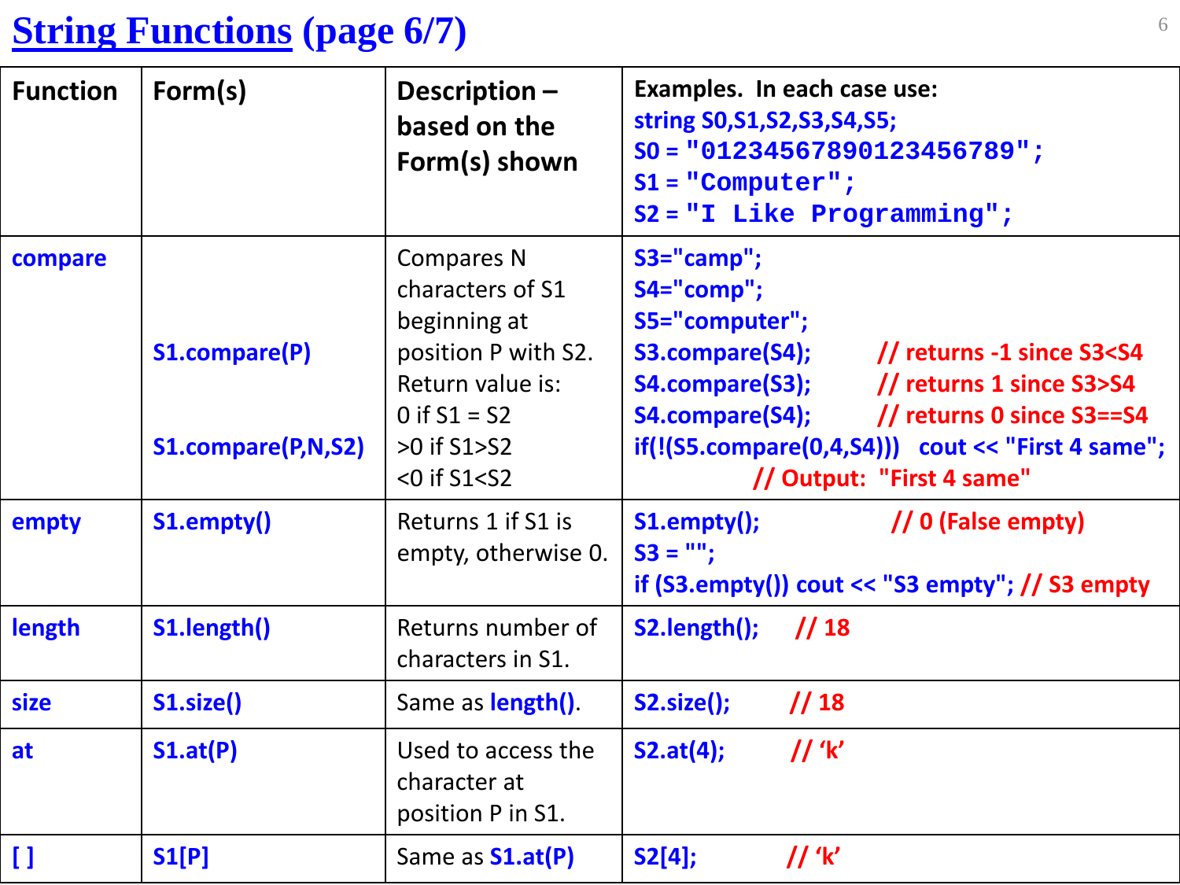# String Functions (page 6/7)

| Function | Form(s) | Description – based on the Form(s) shown | Examples. In each case use: string S0,S1,S2,S3,S4,S5; S0 = "01234567890123456789"; S1 = "Computer"; S2 = "I Like Programming"; |
|---|---|---|---|
| compare | S1.compare(P) <br> S1.compare(P,N,S2) | Compares N characters of S1 beginning at position P with S2. Return value is: 0 if S1 = S2 >0 if S1>S2 <0 if S1<S2 | S3="camp"; <br> S4="comp"; <br> S5="computer"; <br> S3.compare(S4); // returns -1 since S3<S4 <br> S4.compare(S3); // returns 1 since S3>S4 <br> S4.compare(S4); // returns 0 since S3==S4 <br> if(!(S5.compare(0,4,S4))) cout << "First 4 same"; <br> // Output: "First 4 same" |
| empty | S1.empty() | Returns 1 if S1 is empty, otherwise 0. | S1.empty(); // 0 (False empty) <br> S3 = ""; <br> if (S3.empty()) cout << "S3 empty"; // S3 empty |
| length | S1.length() | Returns number of characters in S1. | S2.length(); // 18 |
| size | S1.size() | Same as length(). | S2.size(); // 18 |
| at | S1.at(P) | Used to access the character at position P in S1. | S2.at(4); // 'k' |
| [ ] | S1[P] | Same as S1.at(P) | S2[4]; // 'k' |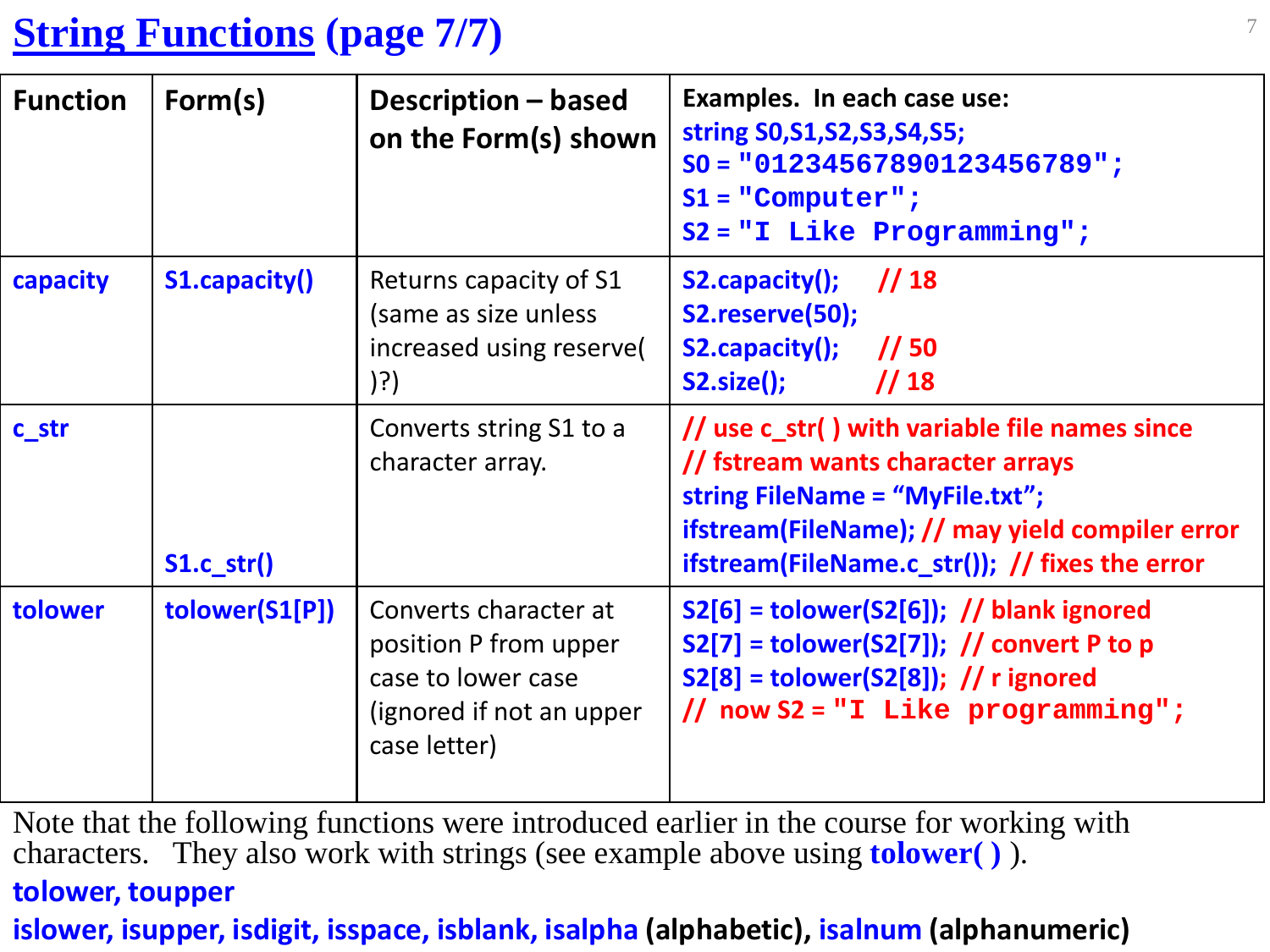# String Functions (page 7/7)

| Function | Form(s) | Description – based on the Form(s) shown | Examples. In each case use:<br>string S0,S1,S2,S3,S4,S5;<br>S0 = "01234567890123456789";<br>S1 = "Computer";<br>S2 = "I Like Programming"; |
|---|---|---|---|
| capacity | S1.capacity() | Returns capacity of S1 (same as size unless increased using reserve( )?) | S2.capacity(); // 18<br>S2.reserve(50);<br>S2.capacity(); // 50<br>S2.size(); // 18 |
| c_str | S1.c_str() | Converts string S1 to a character array. | // use c_str( ) with variable file names since<br>// fstream wants character arrays<br>string FileName = "MyFile.txt";<br>ifstream(FileName); // may yield compiler error<br>ifstream(FileName.c_str()); // fixes the error |
| tolower | tolower(S1[P]) | Converts character at position P from upper case to lower case (ignored if not an upper case letter) | S2[6] = tolower(S2[6]); // blank ignored<br>S2[7] = tolower(S2[7]); // convert P to p<br>S2[8] = tolower(S2[8]); // r ignored<br>// now S2 = "I Like programming"; |

Note that the following functions were introduced earlier in the course for working with characters. They also work with strings (see example above using **tolower( )** ).

**tolower, toupper**

**islower, isupper, isdigit, isspace, isblank, isalpha** (alphabetic), **isalnum** (alphanumeric)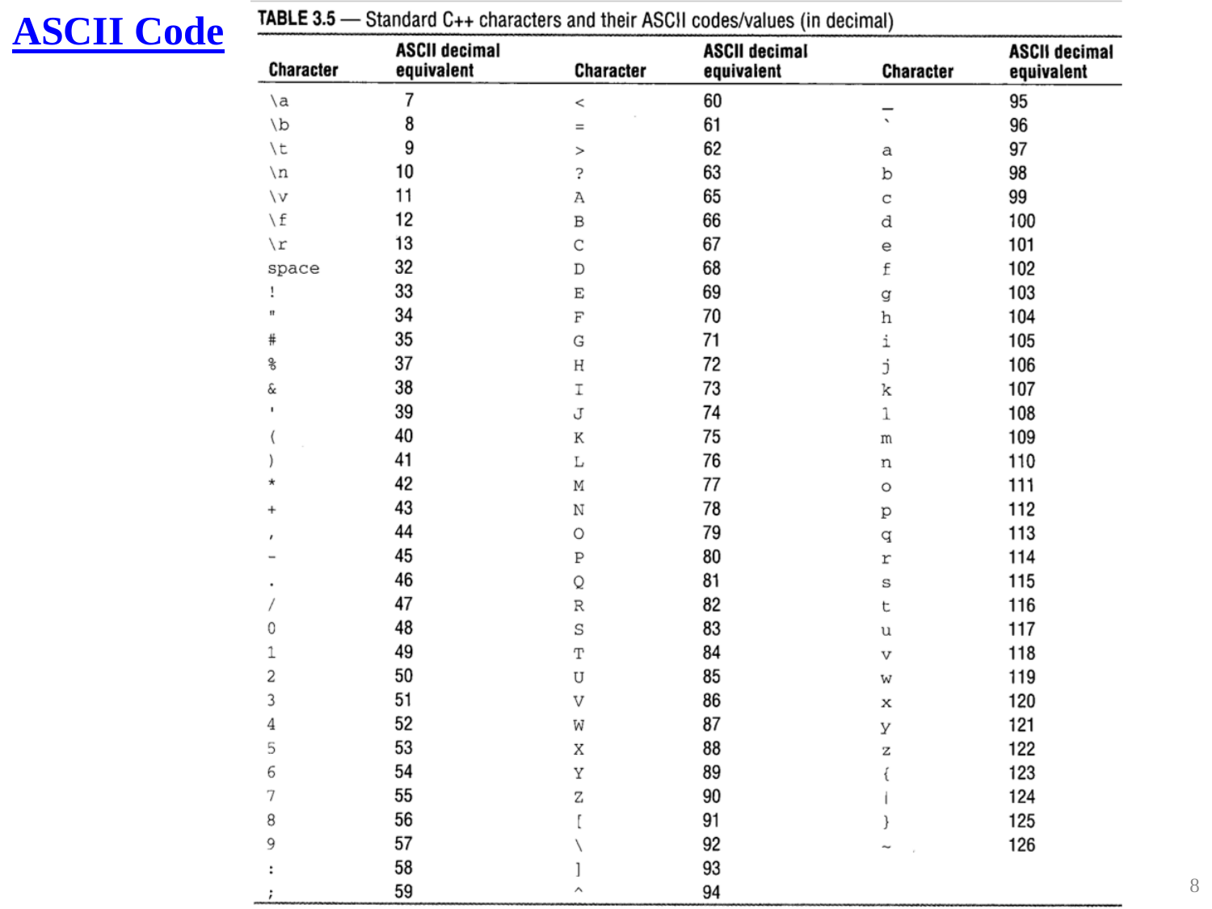# ASCII Code

TABLE 3.5 — Standard C++ characters and their ASCII codes/values (in decimal)

| Character | ASCII decimal equivalent | Character | ASCII decimal equivalent | Character | ASCII decimal equivalent |
|---|---|---|---|---|---|
| \a | 7 | < | 60 | _ | 95 |
| \b | 8 | = | 61 | ` | 96 |
| \t | 9 | > | 62 | a | 97 |
| \n | 10 | ? | 63 | b | 98 |
| \v | 11 | A | 65 | c | 99 |
| \f | 12 | B | 66 | d | 100 |
| \r | 13 | C | 67 | e | 101 |
| space | 32 | D | 68 | f | 102 |
| ! | 33 | E | 69 | g | 103 |
| " | 34 | F | 70 | h | 104 |
| # | 35 | G | 71 | i | 105 |
| % | 37 | H | 72 | j | 106 |
| & | 38 | I | 73 | k | 107 |
| ' | 39 | J | 74 | l | 108 |
| ( | 40 | K | 75 | m | 109 |
| ) | 41 | L | 76 | n | 110 |
| * | 42 | M | 77 | o | 111 |
| + | 43 | N | 78 | p | 112 |
| , | 44 | O | 79 | q | 113 |
| - | 45 | P | 80 | r | 114 |
| . | 46 | Q | 81 | s | 115 |
| / | 47 | R | 82 | t | 116 |
| 0 | 48 | S | 83 | u | 117 |
| 1 | 49 | T | 84 | v | 118 |
| 2 | 50 | U | 85 | w | 119 |
| 3 | 51 | V | 86 | x | 120 |
| 4 | 52 | W | 87 | y | 121 |
| 5 | 53 | X | 88 | z | 122 |
| 6 | 54 | Y | 89 | { | 123 |
| 7 | 55 | Z | 90 | \| | 124 |
| 8 | 56 | [ | 91 | } | 125 |
| 9 | 57 | \ | 92 | ~ | 126 |
| : | 58 | ] | 93 | | |
| ; | 59 | ^ | 94 | | |